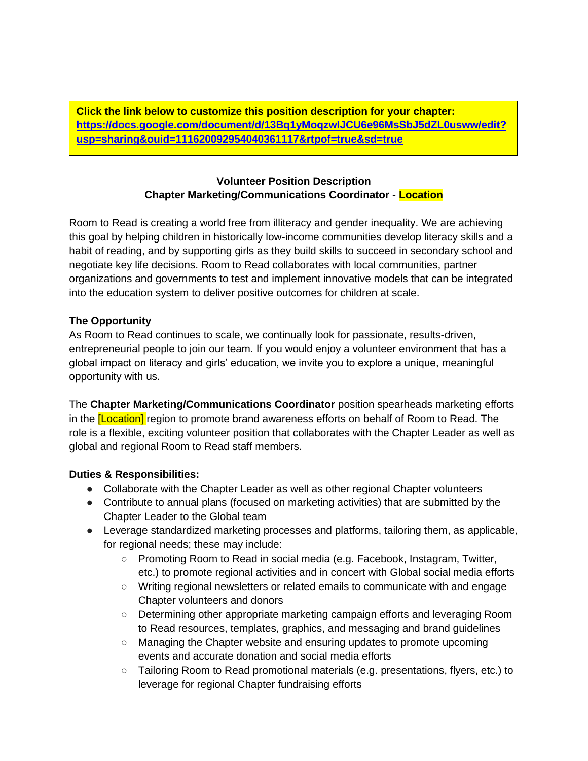**Click the link below to customize this position description for your chapter:**
**https://docs.google.com/document/d/13Bq1yMoqzwIJCU6e96MsSbJ5dZL0usww/edit?usp=sharing&ouid=111620092954040361117&rtpof=true&sd=true**

**Volunteer Position Description**
**Chapter Marketing/Communications Coordinator - Location**

Room to Read is creating a world free from illiteracy and gender inequality. We are achieving this goal by helping children in historically low-income communities develop literacy skills and a habit of reading, and by supporting girls as they build skills to succeed in secondary school and negotiate key life decisions. Room to Read collaborates with local communities, partner organizations and governments to test and implement innovative models that can be integrated into the education system to deliver positive outcomes for children at scale.

**The Opportunity**
As Room to Read continues to scale, we continually look for passionate, results-driven, entrepreneurial people to join our team. If you would enjoy a volunteer environment that has a global impact on literacy and girls' education, we invite you to explore a unique, meaningful opportunity with us.

The **Chapter Marketing/Communications Coordinator** position spearheads marketing efforts in the [Location] region to promote brand awareness efforts on behalf of Room to Read. The role is a flexible, exciting volunteer position that collaborates with the Chapter Leader as well as global and regional Room to Read staff members.

**Duties & Responsibilities:**

- Collaborate with the Chapter Leader as well as other regional Chapter volunteers
- Contribute to annual plans (focused on marketing activities) that are submitted by the Chapter Leader to the Global team
- Leverage standardized marketing processes and platforms, tailoring them, as applicable, for regional needs; these may include:
  - Promoting Room to Read in social media (e.g. Facebook, Instagram, Twitter, etc.) to promote regional activities and in concert with Global social media efforts
  - Writing regional newsletters or related emails to communicate with and engage Chapter volunteers and donors
  - Determining other appropriate marketing campaign efforts and leveraging Room to Read resources, templates, graphics, and messaging and brand guidelines
  - Managing the Chapter website and ensuring updates to promote upcoming events and accurate donation and social media efforts
  - Tailoring Room to Read promotional materials (e.g. presentations, flyers, etc.) to leverage for regional Chapter fundraising efforts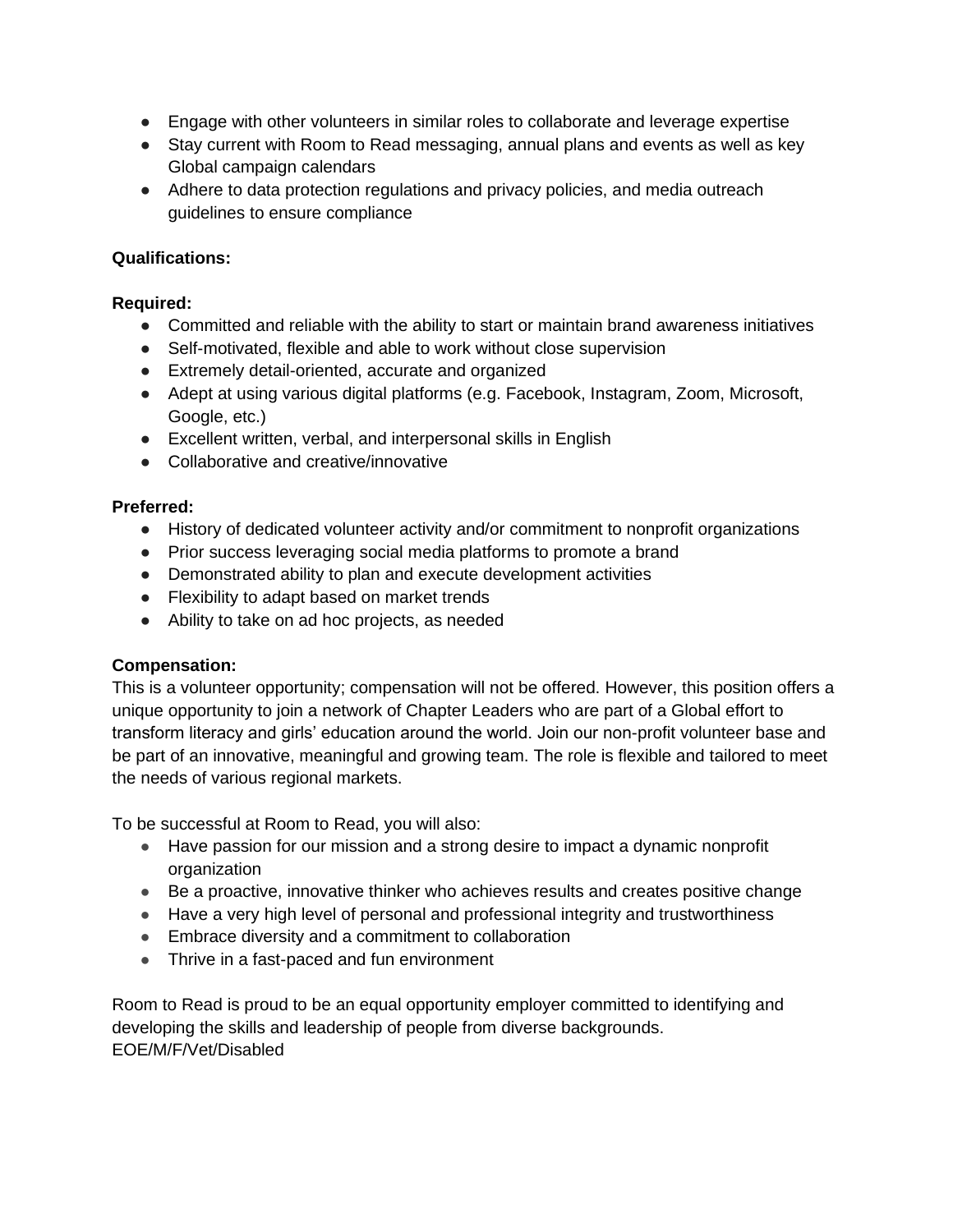- Engage with other volunteers in similar roles to collaborate and leverage expertise
- Stay current with Room to Read messaging, annual plans and events as well as key Global campaign calendars
- Adhere to data protection regulations and privacy policies, and media outreach guidelines to ensure compliance

**Qualifications:**

**Required:**

- Committed and reliable with the ability to start or maintain brand awareness initiatives
- Self-motivated, flexible and able to work without close supervision
- Extremely detail-oriented, accurate and organized
- Adept at using various digital platforms (e.g. Facebook, Instagram, Zoom, Microsoft, Google, etc.)
- Excellent written, verbal, and interpersonal skills in English
- Collaborative and creative/innovative

**Preferred:**

- History of dedicated volunteer activity and/or commitment to nonprofit organizations
- Prior success leveraging social media platforms to promote a brand
- Demonstrated ability to plan and execute development activities
- Flexibility to adapt based on market trends
- Ability to take on ad hoc projects, as needed

**Compensation:**

This is a volunteer opportunity; compensation will not be offered. However, this position offers a unique opportunity to join a network of Chapter Leaders who are part of a Global effort to transform literacy and girls' education around the world. Join our non-profit volunteer base and be part of an innovative, meaningful and growing team. The role is flexible and tailored to meet the needs of various regional markets.

To be successful at Room to Read, you will also:

- Have passion for our mission and a strong desire to impact a dynamic nonprofit organization
- Be a proactive, innovative thinker who achieves results and creates positive change
- Have a very high level of personal and professional integrity and trustworthiness
- Embrace diversity and a commitment to collaboration
- Thrive in a fast-paced and fun environment

Room to Read is proud to be an equal opportunity employer committed to identifying and developing the skills and leadership of people from diverse backgrounds.
EOE/M/F/Vet/Disabled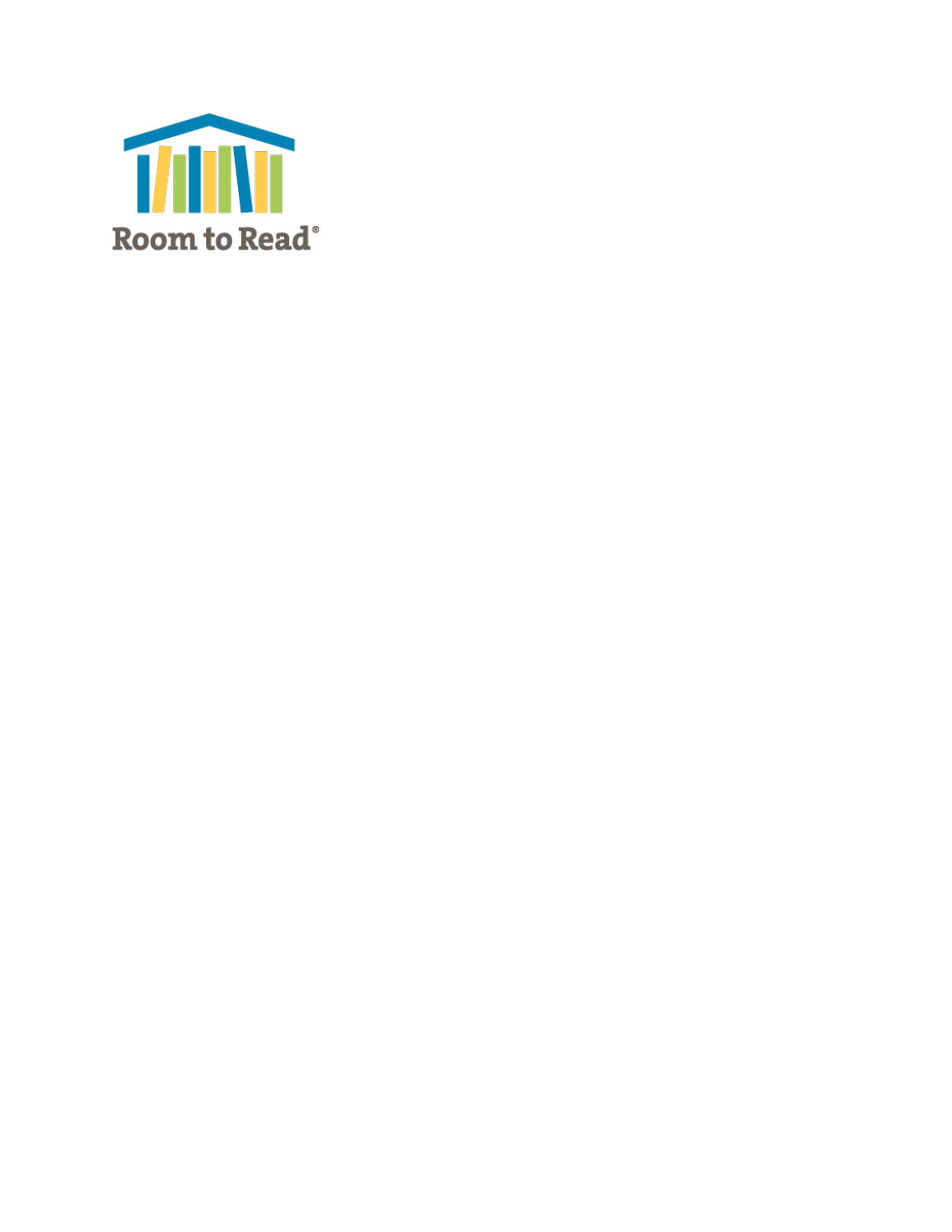Room to Read®